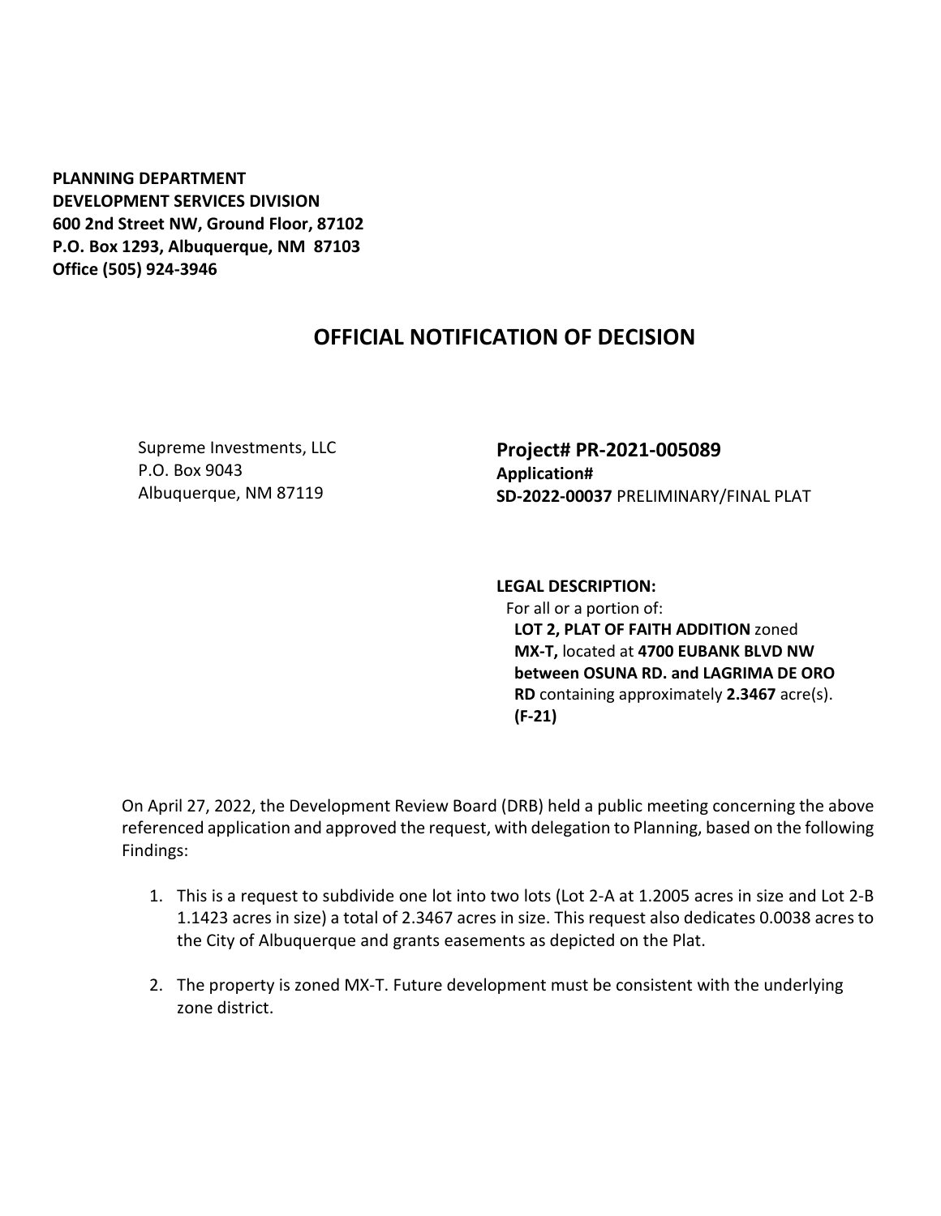**PLANNING DEPARTMENT**
**DEVELOPMENT SERVICES DIVISION**
**600 2nd Street NW, Ground Floor, 87102**
**P.O. Box 1293, Albuquerque, NM 87103**
**Office (505) 924-3946**

# OFFICIAL NOTIFICATION OF DECISION

Supreme Investments, LLC
P.O. Box 9043
Albuquerque, NM 87119

## Project# PR-2021-005089

**Application#**
**SD-2022-00037** PRELIMINARY/FINAL PLAT

**LEGAL DESCRIPTION:**
For all or a portion of:
**LOT 2, PLAT OF FAITH ADDITION** zoned **MX-T,** located at **4700 EUBANK BLVD NW between OSUNA RD. and LAGRIMA DE ORO RD** containing approximately **2.3467** acre(s). **(F-21)**

On April 27, 2022, the Development Review Board (DRB) held a public meeting concerning the above referenced application and approved the request, with delegation to Planning, based on the following Findings:

1. This is a request to subdivide one lot into two lots (Lot 2-A at 1.2005 acres in size and Lot 2-B 1.1423 acres in size) a total of 2.3467 acres in size. This request also dedicates 0.0038 acres to the City of Albuquerque and grants easements as depicted on the Plat.

2. The property is zoned MX-T. Future development must be consistent with the underlying zone district.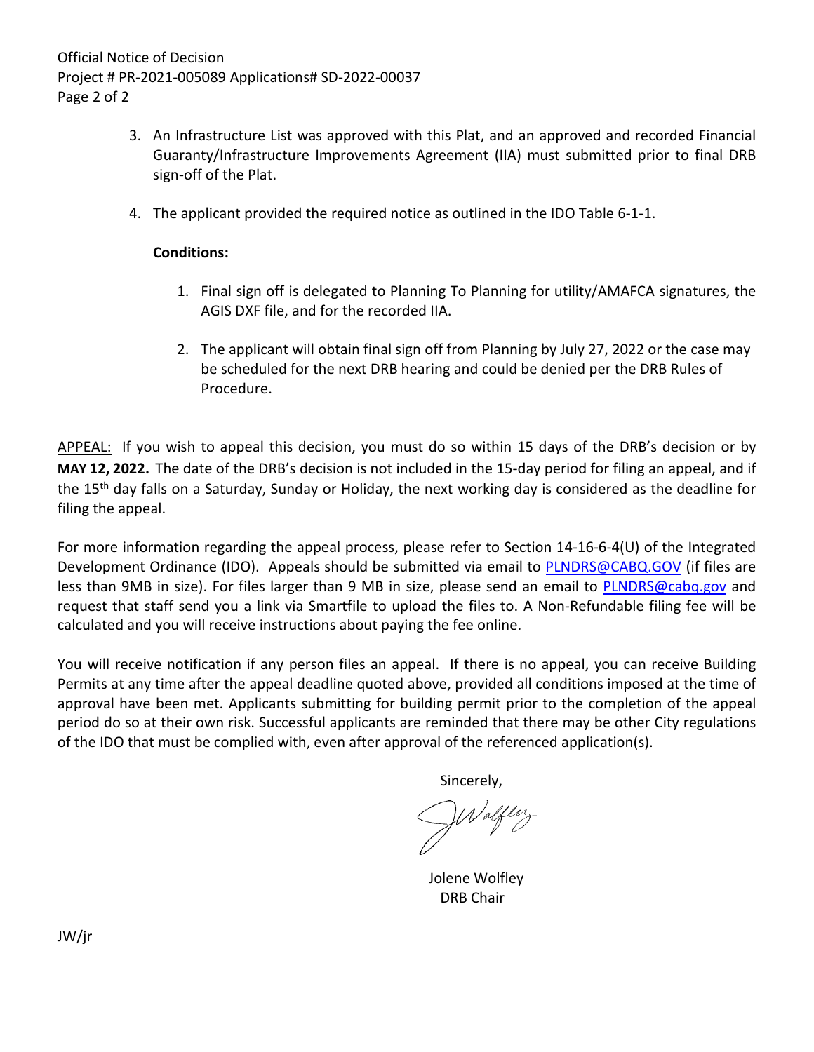3. An Infrastructure List was approved with this Plat, and an approved and recorded Financial Guaranty/Infrastructure Improvements Agreement (IIA) must submitted prior to final DRB sign-off of the Plat.

4. The applicant provided the required notice as outlined in the IDO Table 6-1-1.

**Conditions:**

1. Final sign off is delegated to Planning To Planning for utility/AMAFCA signatures, the AGIS DXF file, and for the recorded IIA.

2. The applicant will obtain final sign off from Planning by July 27, 2022 or the case may be scheduled for the next DRB hearing and could be denied per the DRB Rules of Procedure.

APPEAL: If you wish to appeal this decision, you must do so within 15 days of the DRB's decision or by **MAY 12, 2022.** The date of the DRB's decision is not included in the 15-day period for filing an appeal, and if the 15th day falls on a Saturday, Sunday or Holiday, the next working day is considered as the deadline for filing the appeal.

For more information regarding the appeal process, please refer to Section 14-16-6-4(U) of the Integrated Development Ordinance (IDO). Appeals should be submitted via email to PLNDRS@CABQ.GOV (if files are less than 9MB in size). For files larger than 9 MB in size, please send an email to PLNDRS@cabq.gov and request that staff send you a link via Smartfile to upload the files to. A Non-Refundable filing fee will be calculated and you will receive instructions about paying the fee online.

You will receive notification if any person files an appeal. If there is no appeal, you can receive Building Permits at any time after the appeal deadline quoted above, provided all conditions imposed at the time of approval have been met. Applicants submitting for building permit prior to the completion of the appeal period do so at their own risk. Successful applicants are reminded that there may be other City regulations of the IDO that must be complied with, even after approval of the referenced application(s).

Sincerely,

JWolfley

Jolene Wolfley
DRB Chair

JW/jr